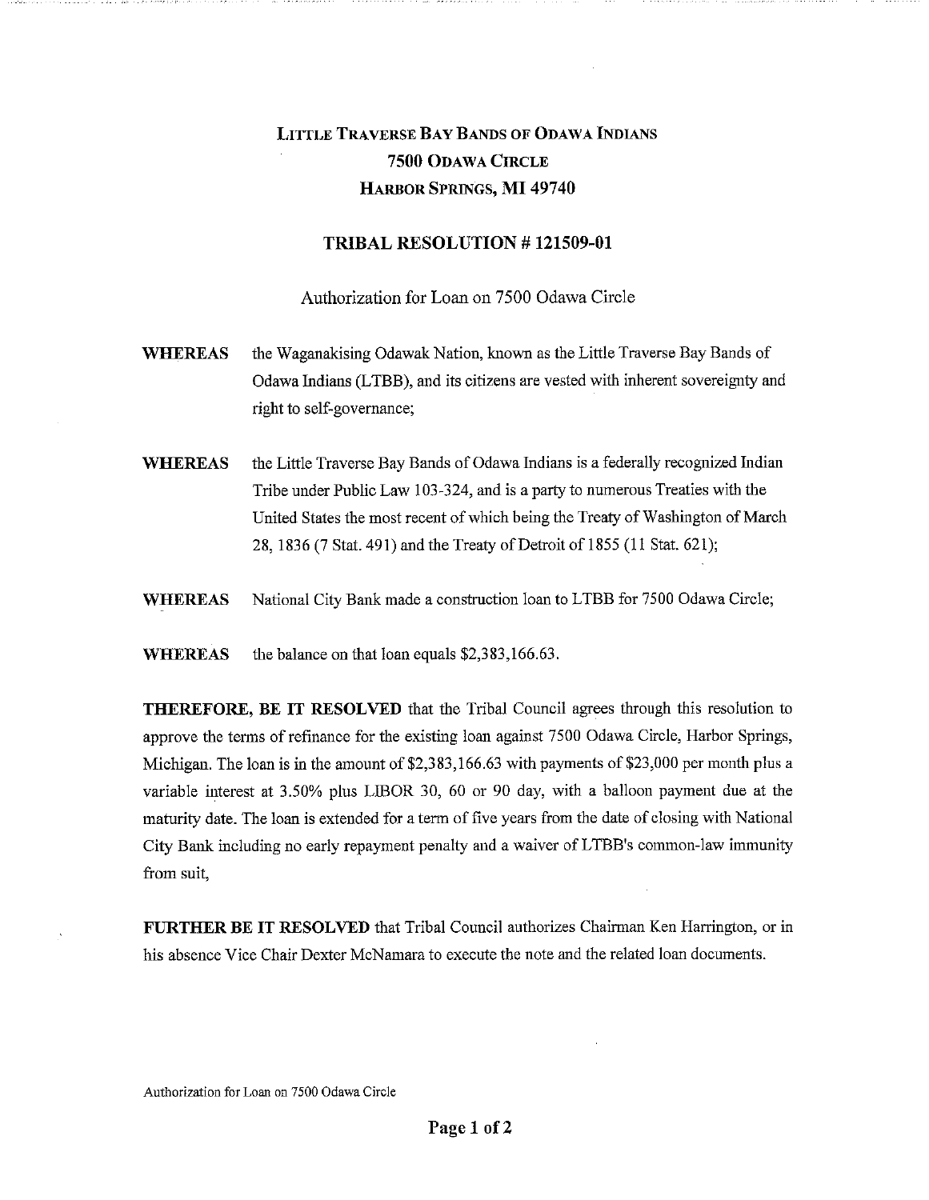# LITTLE TRAVERSE BAY BANDS OF ODAWA INDIANS
## 7500 ODAWA CIRCLE
## HARBOR SPRINGS, MI 49740

## TRIBAL RESOLUTION # 121509-01

Authorization for Loan on 7500 Odawa Circle

**WHEREAS** the Waganakising Odawak Nation, known as the Little Traverse Bay Bands of Odawa Indians (LTBB), and its citizens are vested with inherent sovereignty and right to self-governance;

**WHEREAS** the Little Traverse Bay Bands of Odawa Indians is a federally recognized Indian Tribe under Public Law 103-324, and is a party to numerous Treaties with the United States the most recent of which being the Treaty of Washington of March 28, 1836 (7 Stat. 491) and the Treaty of Detroit of 1855 (11 Stat. 621);

**WHEREAS** National City Bank made a construction loan to LTBB for 7500 Odawa Circle;

**WHEREAS** the balance on that loan equals $2,383,166.63.

**THEREFORE, BE IT RESOLVED** that the Tribal Council agrees through this resolution to approve the terms of refinance for the existing loan against 7500 Odawa Circle, Harbor Springs, Michigan. The loan is in the amount of $2,383,166.63 with payments of $23,000 per month plus a variable interest at 3.50% plus LIBOR 30, 60 or 90 day, with a balloon payment due at the maturity date. The loan is extended for a term of five years from the date of closing with National City Bank including no early repayment penalty and a waiver of LTBB's common-law immunity from suit,

**FURTHER BE IT RESOLVED** that Tribal Council authorizes Chairman Ken Harrington, or in his absence Vice Chair Dexter McNamara to execute the note and the related loan documents.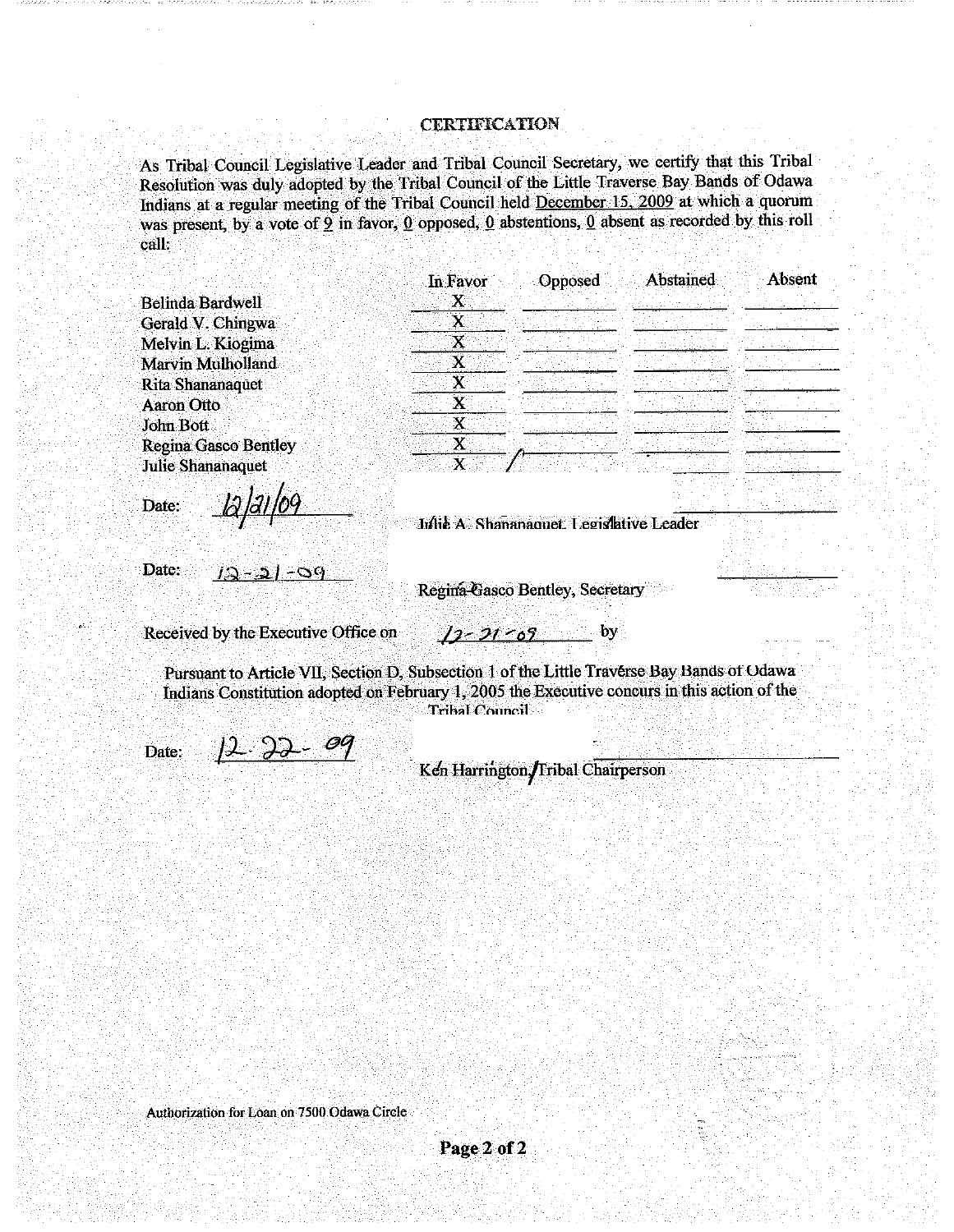## CERTIFICATION

As Tribal Council Legislative Leader and Tribal Council Secretary, we certify that this Tribal Resolution was duly adopted by the Tribal Council of the Little Traverse Bay Bands of Odawa Indians at a regular meeting of the Tribal Council held December 15, 2009 at which a quorum was present, by a vote of 9 in favor, 0 opposed, 0 abstentions, 0 absent as recorded by this roll call:

| | In Favor | Opposed | Abstained | Absent |
|---|---|---|---|---|
| Belinda Bardwell | X | | | |
| Gerald V. Chingwa | X | | | |
| Melvin L. Kiogima | X | | | |
| Marvin Mulholland | X | | | |
| Rita Shananaquet | X | | | |
| Aaron Otto | X | | | |
| John Bott | X | | | |
| Regina Gasco Bentley | X | | | |
| Julie Shananaquet | X | | | |

Date: 12/21/09

Julie A. Shananaquet, Legislative Leader

Date: 12-21-09

Regina Gasco Bentley, Secretary

Received by the Executive Office on 12-21-09 by

Pursuant to Article VII, Section D, Subsection 1 of the Little Traverse Bay Bands of Odawa Indians Constitution adopted on February 1, 2005 the Executive concurs in this action of the Tribal Council.

Date: 12-22-09

Ken Harrington, Tribal Chairperson

Authorization for Loan on 7500 Odawa Circle